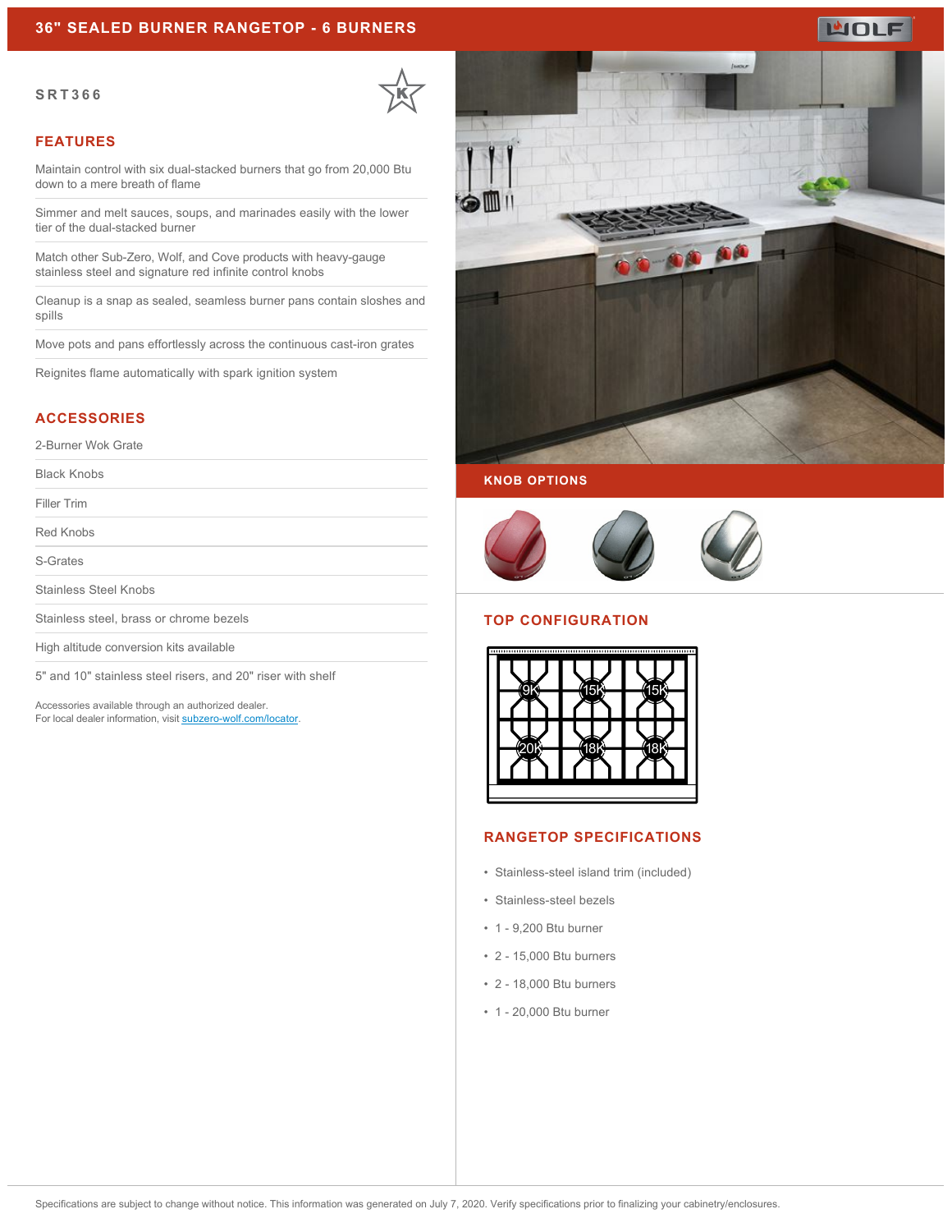# 36" SEALED BURNER RANGETOP - 6 BURNERS

**SRT366**

## FEATURES

Maintain control with six dual-stacked burners that go from 20,000 Btu down to a mere breath of flame

Simmer and melt sauces, soups, and marinades easily with the lower tier of the dual-stacked burner

Match other Sub-Zero, Wolf, and Cove products with heavy-gauge stainless steel and signature red infinite control knobs

Cleanup is a snap as sealed, seamless burner pans contain sloshes and spills

Move pots and pans effortlessly across the continuous cast-iron grates

Reignites flame automatically with spark ignition system

## ACCESSORIES

2-Burner Wok Grate

Black Knobs

Filler Trim

Red Knobs

S-Grates

Stainless Steel Knobs

Stainless steel, brass or chrome bezels

High altitude conversion kits available

5" and 10" stainless steel risers, and 20" riser with shelf

Accessories available through an authorized dealer.
For local dealer information, visit subzero-wolf.com/locator.

## KNOB OPTIONS

## TOP CONFIGURATION

9K 15K 15K
20K 18K 18K

## RANGETOP SPECIFICATIONS

- Stainless-steel island trim (included)
- Stainless-steel bezels
- 1 - 9,200 Btu burner
- 2 - 15,000 Btu burners
- 2 - 18,000 Btu burners
- 1 - 20,000 Btu burner

Specifications are subject to change without notice. This information was generated on July 7, 2020. Verify specifications prior to finalizing your cabinetry/enclosures.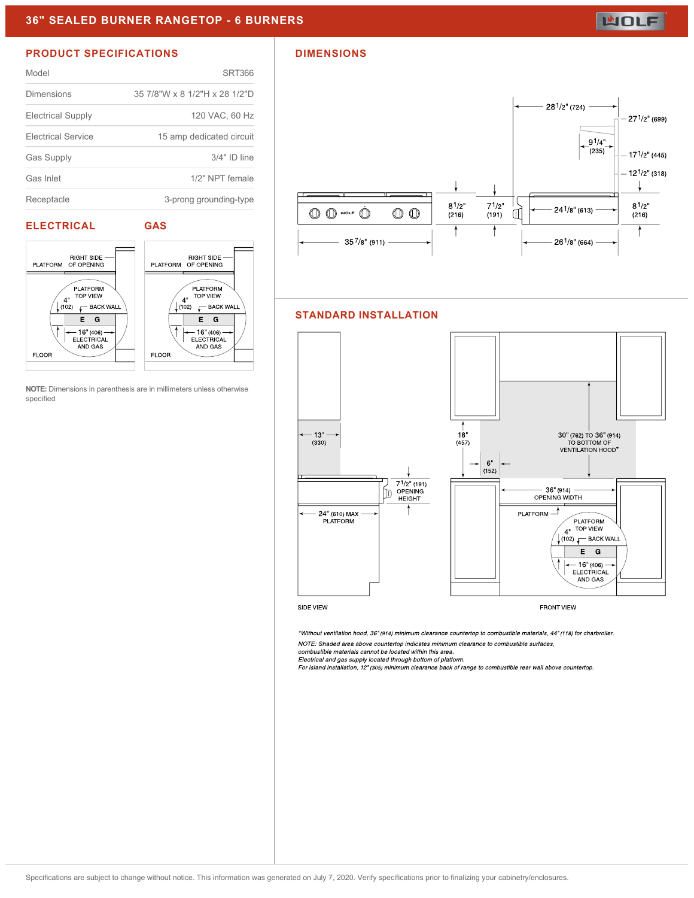# 36" SEALED BURNER RANGETOP - 6 BURNERS

## PRODUCT SPECIFICATIONS

| | |
|---|---|
| Model | SRT366 |
| Dimensions | 35 7/8"W x 8 1/2"H x 28 1/2"D |
| Electrical Supply | 120 VAC, 60 Hz |
| Electrical Service | 15 amp dedicated circuit |
| Gas Supply | 3/4" ID line |
| Gas Inlet | 1/2" NPT female |
| Receptacle | 3-prong grounding-type |

## ELECTRICAL

RIGHT SIDE OF OPENING
PLATFORM
PLATFORM TOP VIEW
4" (102)
BACK WALL
E G
16" (406) ELECTRICAL AND GAS
FLOOR

## GAS

RIGHT SIDE OF OPENING
PLATFORM
PLATFORM TOP VIEW
4" (102)
BACK WALL
E G
16" (406) ELECTRICAL AND GAS
FLOOR

**NOTE:** Dimensions in parenthesis are in millimeters unless otherwise specified

## DIMENSIONS

28 1/2" (724)
27 1/2" (699)
9 1/4" (235)
17 1/2" (445)
12 1/2" (318)
8 1/2" (216)
7 1/2" (191)
24 1/8" (613)
8 1/2" (216)
35 7/8" (911)
26 1/8" (664)

## STANDARD INSTALLATION

13" (330)
7 1/2" (191) OPENING HEIGHT
24" (610) MAX PLATFORM
SIDE VIEW

18" (457)
6" (152)
30" (762) TO 36" (914) TO BOTTOM OF VENTILATION HOOD*
36" (914) OPENING WIDTH
PLATFORM
PLATFORM TOP VIEW
4" (102)
BACK WALL
E G
16" (406) ELECTRICAL AND GAS
FRONT VIEW

*\*Without ventilation hood, 36" (914) minimum clearance countertop to combustible materials, 44" (118) for charbroiler.*

*NOTE: Shaded area above countertop indicates minimum clearance to combustible surfaces, combustible materials cannot be located within this area.*
*Electrical and gas supply located through bottom of platform.*
*For island installation, 12" (305) minimum clearance back of range to combustible rear wall above countertop.*

Specifications are subject to change without notice. This information was generated on July 7, 2020. Verify specifications prior to finalizing your cabinetry/enclosures.